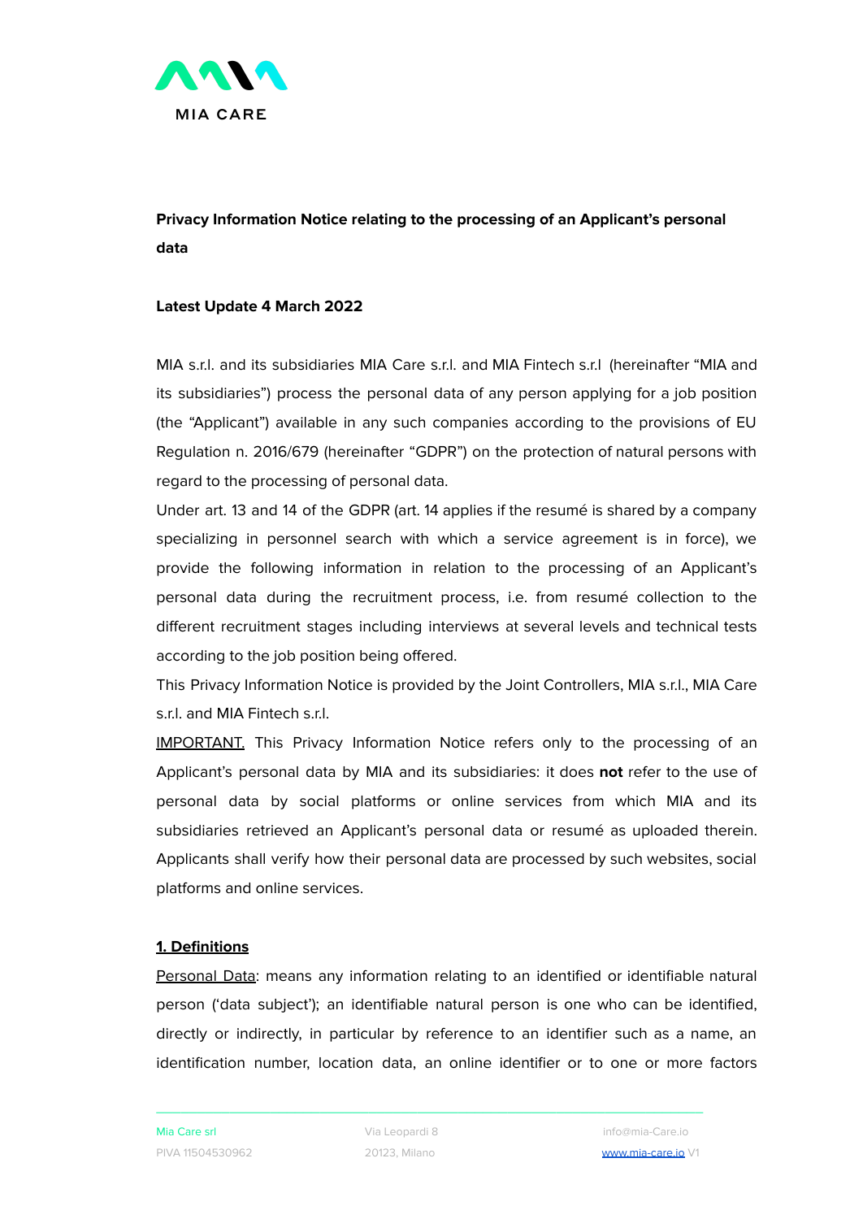**Privacy Information Notice relating to the processing of an Applicant's personal data**

**Latest Update 4 March 2022**

MIA s.r.l. and its subsidiaries MIA Care s.r.l. and MIA Fintech s.r.l (hereinafter "MIA and its subsidiaries") process the personal data of any person applying for a job position (the "Applicant") available in any such companies according to the provisions of EU Regulation n. 2016/679 (hereinafter "GDPR") on the protection of natural persons with regard to the processing of personal data.

Under art. 13 and 14 of the GDPR (art. 14 applies if the resumé is shared by a company specializing in personnel search with which a service agreement is in force), we provide the following information in relation to the processing of an Applicant's personal data during the recruitment process, i.e. from resumé collection to the different recruitment stages including interviews at several levels and technical tests according to the job position being offered.

This Privacy Information Notice is provided by the Joint Controllers, MIA s.r.l., MIA Care s.r.l. and MIA Fintech s.r.l.

IMPORTANT. This Privacy Information Notice refers only to the processing of an Applicant's personal data by MIA and its subsidiaries: it does **not** refer to the use of personal data by social platforms or online services from which MIA and its subsidiaries retrieved an Applicant's personal data or resumé as uploaded therein. Applicants shall verify how their personal data are processed by such websites, social platforms and online services.

## 1. Definitions

Personal Data: means any information relating to an identified or identifiable natural person ('data subject'); an identifiable natural person is one who can be identified, directly or indirectly, in particular by reference to an identifier such as a name, an identification number, location data, an online identifier or to one or more factors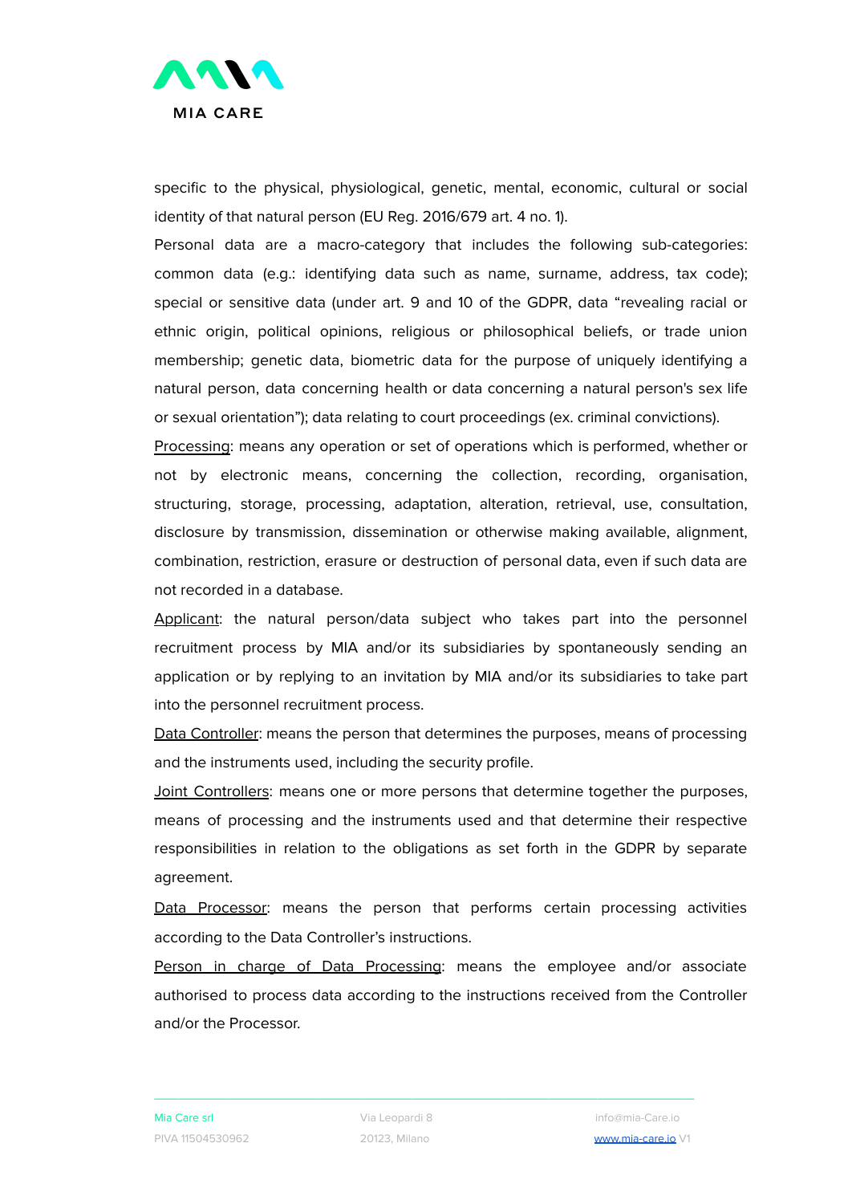specific to the physical, physiological, genetic, mental, economic, cultural or social identity of that natural person (EU Reg. 2016/679 art. 4 no. 1).

Personal data are a macro-category that includes the following sub-categories: common data (e.g.: identifying data such as name, surname, address, tax code); special or sensitive data (under art. 9 and 10 of the GDPR, data "revealing racial or ethnic origin, political opinions, religious or philosophical beliefs, or trade union membership; genetic data, biometric data for the purpose of uniquely identifying a natural person, data concerning health or data concerning a natural person's sex life or sexual orientation"); data relating to court proceedings (ex. criminal convictions).

Processing: means any operation or set of operations which is performed, whether or not by electronic means, concerning the collection, recording, organisation, structuring, storage, processing, adaptation, alteration, retrieval, use, consultation, disclosure by transmission, dissemination or otherwise making available, alignment, combination, restriction, erasure or destruction of personal data, even if such data are not recorded in a database.

Applicant: the natural person/data subject who takes part into the personnel recruitment process by MIA and/or its subsidiaries by spontaneously sending an application or by replying to an invitation by MIA and/or its subsidiaries to take part into the personnel recruitment process.

Data Controller: means the person that determines the purposes, means of processing and the instruments used, including the security profile.

Joint Controllers: means one or more persons that determine together the purposes, means of processing and the instruments used and that determine their respective responsibilities in relation to the obligations as set forth in the GDPR by separate agreement.

Data Processor: means the person that performs certain processing activities according to the Data Controller's instructions.

Person in charge of Data Processing: means the employee and/or associate authorised to process data according to the instructions received from the Controller and/or the Processor.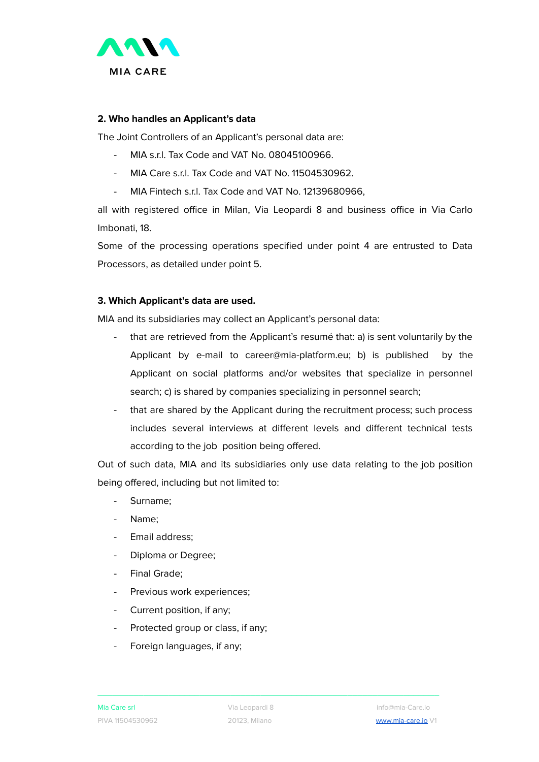## 2. Who handles an Applicant's data

The Joint Controllers of an Applicant's personal data are:

- MIA s.r.l. Tax Code and VAT No. 08045100966.
- MIA Care s.r.l. Tax Code and VAT No. 11504530962.
- MIA Fintech s.r.l. Tax Code and VAT No. 12139680966,

all with registered office in Milan, Via Leopardi 8 and business office in Via Carlo Imbonati, 18.

Some of the processing operations specified under point 4 are entrusted to Data Processors, as detailed under point 5.

## 3. Which Applicant's data are used.

MIA and its subsidiaries may collect an Applicant's personal data:

- that are retrieved from the Applicant's resumé that: a) is sent voluntarily by the Applicant by e-mail to career@mia-platform.eu; b) is published by the Applicant on social platforms and/or websites that specialize in personnel search; c) is shared by companies specializing in personnel search;
- that are shared by the Applicant during the recruitment process; such process includes several interviews at different levels and different technical tests according to the job position being offered.

Out of such data, MIA and its subsidiaries only use data relating to the job position being offered, including but not limited to:

- Surname;
- Name;
- Email address;
- Diploma or Degree;
- Final Grade;
- Previous work experiences;
- Current position, if any;
- Protected group or class, if any;
- Foreign languages, if any;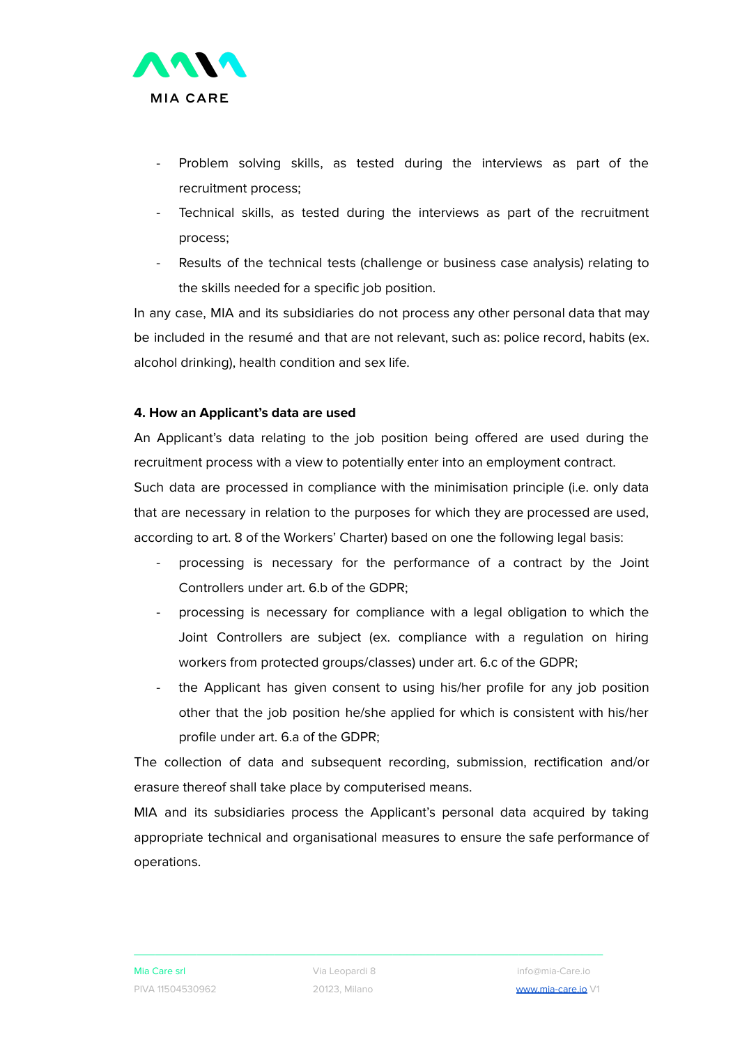- Problem solving skills, as tested during the interviews as part of the recruitment process;
- Technical skills, as tested during the interviews as part of the recruitment process;
- Results of the technical tests (challenge or business case analysis) relating to the skills needed for a specific job position.

In any case, MIA and its subsidiaries do not process any other personal data that may be included in the resumé and that are not relevant, such as: police record, habits (ex. alcohol drinking), health condition and sex life.

**4. How an Applicant's data are used**

An Applicant's data relating to the job position being offered are used during the recruitment process with a view to potentially enter into an employment contract.

Such data are processed in compliance with the minimisation principle (i.e. only data that are necessary in relation to the purposes for which they are processed are used, according to art. 8 of the Workers' Charter) based on one the following legal basis:

- processing is necessary for the performance of a contract by the Joint Controllers under art. 6.b of the GDPR;
- processing is necessary for compliance with a legal obligation to which the Joint Controllers are subject (ex. compliance with a regulation on hiring workers from protected groups/classes) under art. 6.c of the GDPR;
- the Applicant has given consent to using his/her profile for any job position other that the job position he/she applied for which is consistent with his/her profile under art. 6.a of the GDPR;

The collection of data and subsequent recording, submission, rectification and/or erasure thereof shall take place by computerised means.

MIA and its subsidiaries process the Applicant's personal data acquired by taking appropriate technical and organisational measures to ensure the safe performance of operations.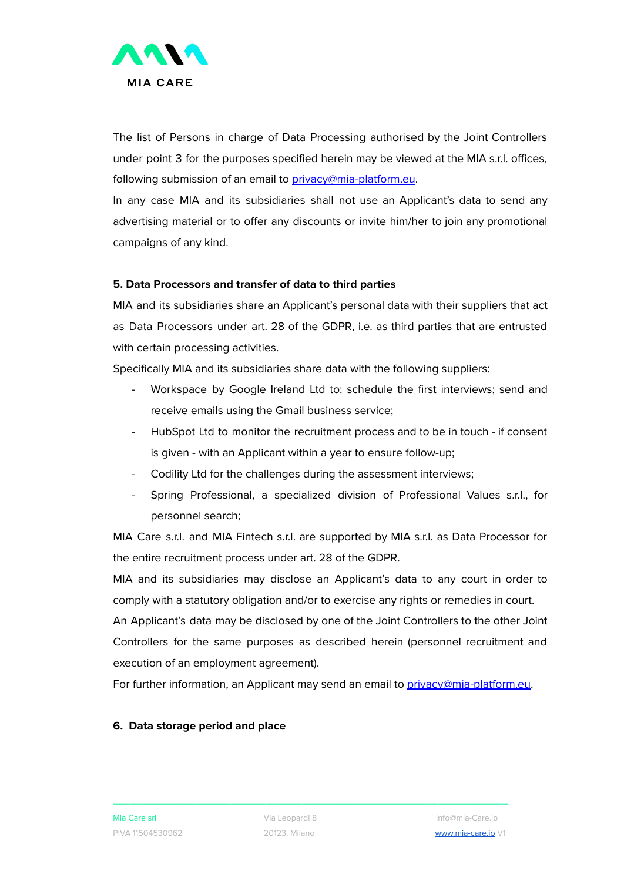The list of Persons in charge of Data Processing authorised by the Joint Controllers under point 3 for the purposes specified herein may be viewed at the MIA s.r.l. offices, following submission of an email to [privacy@mia-platform.eu](mailto:privacy@mia-platform.eu).

In any case MIA and its subsidiaries shall not use an Applicant's data to send any advertising material or to offer any discounts or invite him/her to join any promotional campaigns of any kind.

**5. Data Processors and transfer of data to third parties**

MIA and its subsidiaries share an Applicant's personal data with their suppliers that act as Data Processors under art. 28 of the GDPR, i.e. as third parties that are entrusted with certain processing activities.

Specifically MIA and its subsidiaries share data with the following suppliers:

- Workspace by Google Ireland Ltd to: schedule the first interviews; send and receive emails using the Gmail business service;
- HubSpot Ltd to monitor the recruitment process and to be in touch - if consent is given - with an Applicant within a year to ensure follow-up;
- Codility Ltd for the challenges during the assessment interviews;
- Spring Professional, a specialized division of Professional Values s.r.l., for personnel search;

MIA Care s.r.l. and MIA Fintech s.r.l. are supported by MIA s.r.l. as Data Processor for the entire recruitment process under art. 28 of the GDPR.

MIA and its subsidiaries may disclose an Applicant's data to any court in order to comply with a statutory obligation and/or to exercise any rights or remedies in court.

An Applicant's data may be disclosed by one of the Joint Controllers to the other Joint Controllers for the same purposes as described herein (personnel recruitment and execution of an employment agreement).

For further information, an Applicant may send an email to [privacy@mia-platform.eu](mailto:privacy@mia-platform.eu).

**6. Data storage period and place**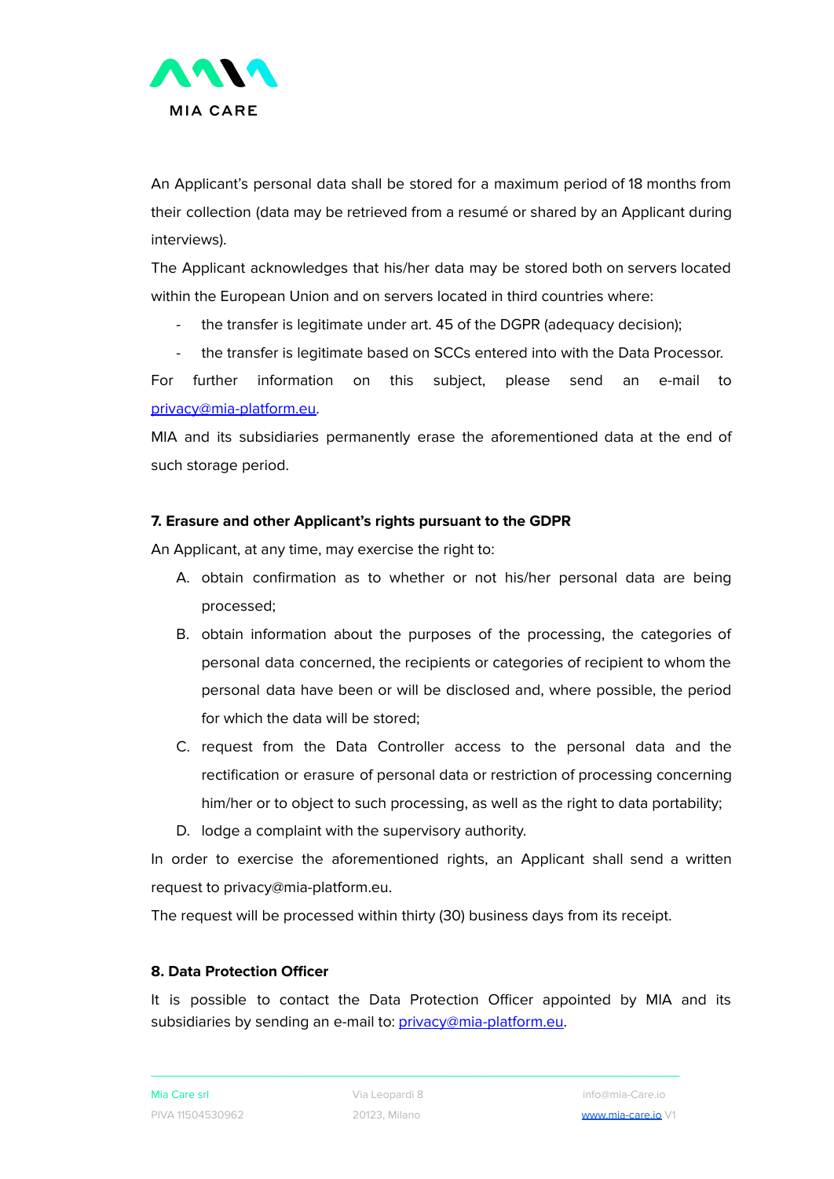An Applicant's personal data shall be stored for a maximum period of 18 months from their collection (data may be retrieved from a resumé or shared by an Applicant during interviews).

The Applicant acknowledges that his/her data may be stored both on servers located within the European Union and on servers located in third countries where:

- the transfer is legitimate under art. 45 of the DGPR (adequacy decision);
- the transfer is legitimate based on SCCs entered into with the Data Processor.

For further information on this subject, please send an e-mail to privacy@mia-platform.eu.

MIA and its subsidiaries permanently erase the aforementioned data at the end of such storage period.

**7. Erasure and other Applicant's rights pursuant to the GDPR**

An Applicant, at any time, may exercise the right to:

A. obtain confirmation as to whether or not his/her personal data are being processed;
B. obtain information about the purposes of the processing, the categories of personal data concerned, the recipients or categories of recipient to whom the personal data have been or will be disclosed and, where possible, the period for which the data will be stored;
C. request from the Data Controller access to the personal data and the rectification or erasure of personal data or restriction of processing concerning him/her or to object to such processing, as well as the right to data portability;
D. lodge a complaint with the supervisory authority.

In order to exercise the aforementioned rights, an Applicant shall send a written request to privacy@mia-platform.eu.

The request will be processed within thirty (30) business days from its receipt.

**8. Data Protection Officer**

It is possible to contact the Data Protection Officer appointed by MIA and its subsidiaries by sending an e-mail to: privacy@mia-platform.eu.